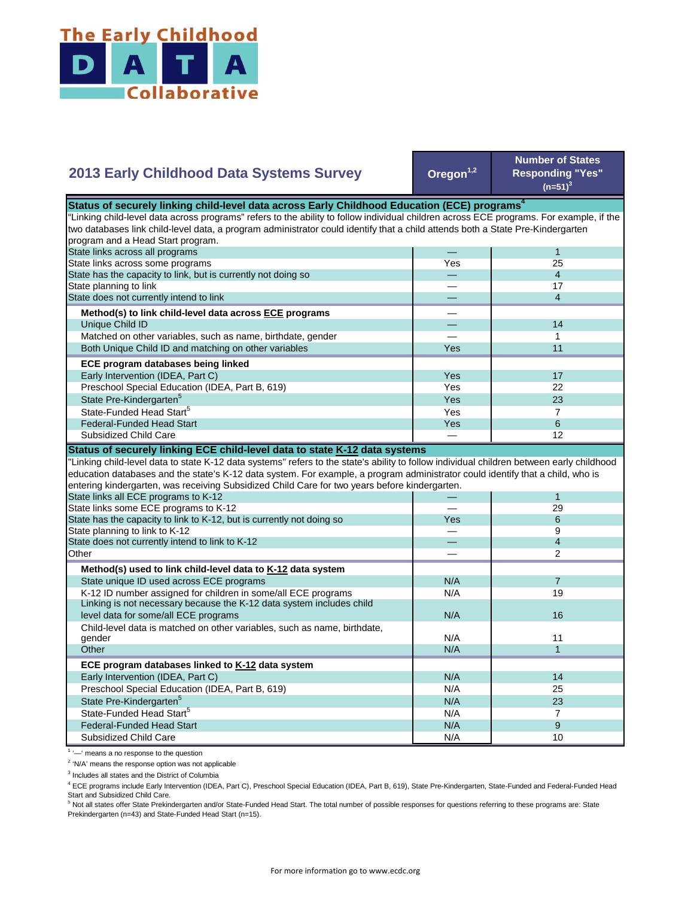The Early Childhood DATA Collaborative

## 2013 Early Childhood Data Systems Survey

| | Oregon[1,2] | Number of States Responding "Yes" (n=51)[3] |
|---|---|---|
| **Status of securely linking child-level data across Early Childhood Education (ECE) programs[4]** | | |
| "Linking child-level data across programs" refers to the ability to follow individual children across ECE programs. For example, if the two databases link child-level data, a program administrator could identify that a child attends both a State Pre-Kindergarten program and a Head Start program. | | |
| State links across all programs | — | 1 |
| State links across some programs | Yes | 25 |
| State has the capacity to link, but is currently not doing so | — | 4 |
| State planning to link | — | 17 |
| State does not currently intend to link | — | 4 |
| **Method(s) to link child-level data across ECE programs** | — | |
| Unique Child ID | — | 14 |
| Matched on other variables, such as name, birthdate, gender | — | 1 |
| Both Unique Child ID and matching on other variables | Yes | 11 |
| **ECE program databases being linked** | | |
| Early Intervention (IDEA, Part C) | Yes | 17 |
| Preschool Special Education (IDEA, Part B, 619) | Yes | 22 |
| State Pre-Kindergarten[5] | Yes | 23 |
| State-Funded Head Start[5] | Yes | 7 |
| Federal-Funded Head Start | Yes | 6 |
| Subsidized Child Care | — | 12 |
| **Status of securely linking ECE child-level data to state K-12 data systems** | | |
| "Linking child-level data to state K-12 data systems" refers to the state's ability to follow individual children between early childhood education databases and the state's K-12 data system. For example, a program administrator could identify that a child, who is entering kindergarten, was receiving Subsidized Child Care for two years before kindergarten. | | |
| State links all ECE programs to K-12 | — | 1 |
| State links some ECE programs to K-12 | — | 29 |
| State has the capacity to link to K-12, but is currently not doing so | Yes | 6 |
| State planning to link to K-12 | — | 9 |
| State does not currently intend to link to K-12 | — | 4 |
| Other | — | 2 |
| **Method(s) used to link child-level data to K-12 data system** | | |
| State unique ID used across ECE programs | N/A | 7 |
| K-12 ID number assigned for children in some/all ECE programs | N/A | 19 |
| Linking is not necessary because the K-12 data system includes child level data for some/all ECE programs | N/A | 16 |
| Child-level data is matched on other variables, such as name, birthdate, gender | N/A | 11 |
| Other | N/A | 1 |
| **ECE program databases linked to K-12 data system** | | |
| Early Intervention (IDEA, Part C) | N/A | 14 |
| Preschool Special Education (IDEA, Part B, 619) | N/A | 25 |
| State Pre-Kindergarten[5] | N/A | 23 |
| State-Funded Head Start[5] | N/A | 7 |
| Federal-Funded Head Start | N/A | 9 |
| Subsidized Child Care | N/A | 10 |

[1] '—' means a no response to the question

[2] 'N/A' means the response option was not applicable

[3] Includes all states and the District of Columbia

[4] ECE programs include Early Intervention (IDEA, Part C), Preschool Special Education (IDEA, Part B, 619), State Pre-Kindergarten, State-Funded and Federal-Funded Head Start and Subsidized Child Care.

[5] Not all states offer State Prekindergarten and/or State-Funded Head Start. The total number of possible responses for questions referring to these programs are: State Prekindergarten (n=43) and State-Funded Head Start (n=15).

For more information go to www.ecdc.org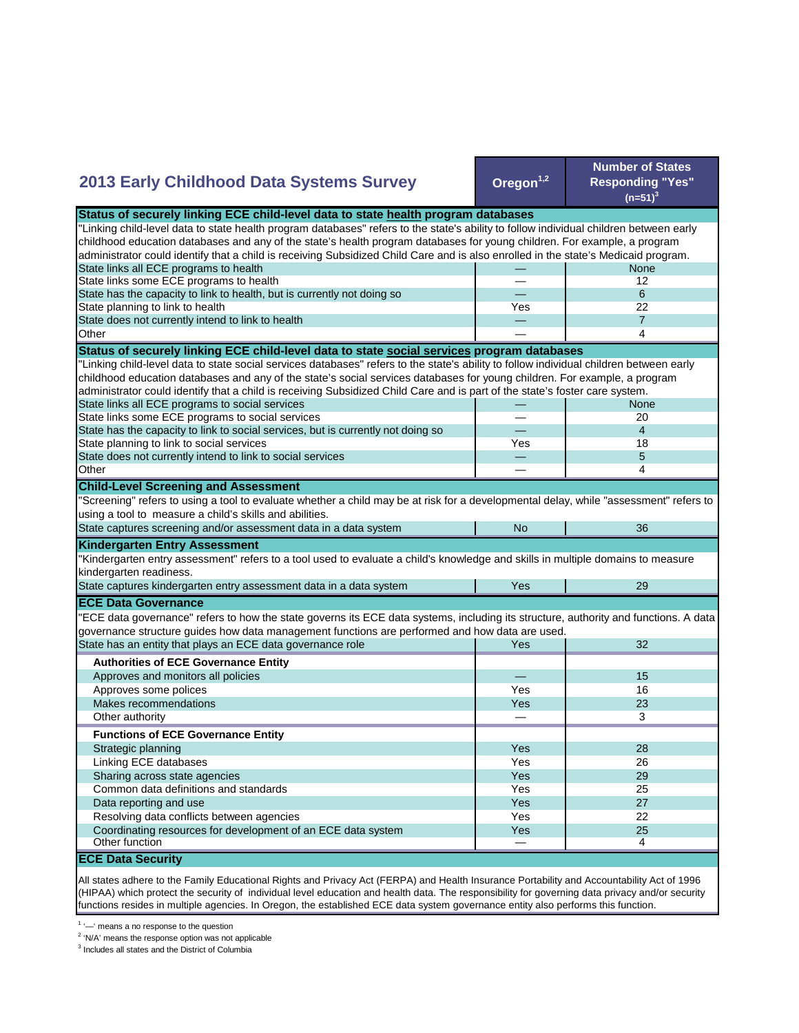# 2013 Early Childhood Data Systems Survey

| | Oregon[1,2] | Number of States Responding "Yes" (n=51)[3] |
|---|---|---|
| **Status of securely linking ECE child-level data to state health program databases** | | |
| "Linking child-level data to state health program databases" refers to the state's ability to follow individual children between early childhood education databases and any of the state's health program databases for young children. For example, a program administrator could identify that a child is receiving Subsidized Child Care and is also enrolled in the state's Medicaid program. | | |
| State links all ECE programs to health | — | None |
| State links some ECE programs to health | — | 12 |
| State has the capacity to link to health, but is currently not doing so | — | 6 |
| State planning to link to health | Yes | 22 |
| State does not currently intend to link to health | — | 7 |
| Other | — | 4 |
| **Status of securely linking ECE child-level data to state social services program databases** | | |
| "Linking child-level data to state social services databases" refers to the state's ability to follow individual children between early childhood education databases and any of the state's social services databases for young children. For example, a program administrator could identify that a child is receiving Subsidized Child Care and is part of the state's foster care system. | | |
| State links all ECE programs to social services | — | None |
| State links some ECE programs to social services | — | 20 |
| State has the capacity to link to social services, but is currently not doing so | — | 4 |
| State planning to link to social services | Yes | 18 |
| State does not currently intend to link to social services | — | 5 |
| Other | — | 4 |
| **Child-Level Screening and Assessment** | | |
| "Screening" refers to using a tool to evaluate whether a child may be at risk for a developmental delay, while "assessment" refers to using a tool to measure a child's skills and abilities. | | |
| State captures screening and/or assessment data in a data system | No | 36 |
| **Kindergarten Entry Assessment** | | |
| "Kindergarten entry assessment" refers to a tool used to evaluate a child's knowledge and skills in multiple domains to measure kindergarten readiness. | | |
| State captures kindergarten entry assessment data in a data system | Yes | 29 |
| **ECE Data Governance** | | |
| "ECE data governance" refers to how the state governs its ECE data systems, including its structure, authority and functions. A data governance structure guides how data management functions are performed and how data are used. | | |
| State has an entity that plays an ECE data governance role | Yes | 32 |
| **Authorities of ECE Governance Entity** | | |
| Approves and monitors all policies | — | 15 |
| Approves some polices | Yes | 16 |
| Makes recommendations | Yes | 23 |
| Other authority | — | 3 |
| **Functions of ECE Governance Entity** | | |
| Strategic planning | Yes | 28 |
| Linking ECE databases | Yes | 26 |
| Sharing across state agencies | Yes | 29 |
| Common data definitions and standards | Yes | 25 |
| Data reporting and use | Yes | 27 |
| Resolving data conflicts between agencies | Yes | 22 |
| Coordinating resources for development of an ECE data system | Yes | 25 |
| Other function | — | 4 |
| **ECE Data Security** | | |
| All states adhere to the Family Educational Rights and Privacy Act (FERPA) and Health Insurance Portability and Accountability Act of 1996 (HIPAA) which protect the security of individual level education and health data. The responsibility for governing data privacy and/or security functions resides in multiple agencies. In Oregon, the established ECE data system governance entity also performs this function. | | |

[1] '—' means a no response to the question

[2] 'N/A' means the response option was not applicable

[3] Includes all states and the District of Columbia